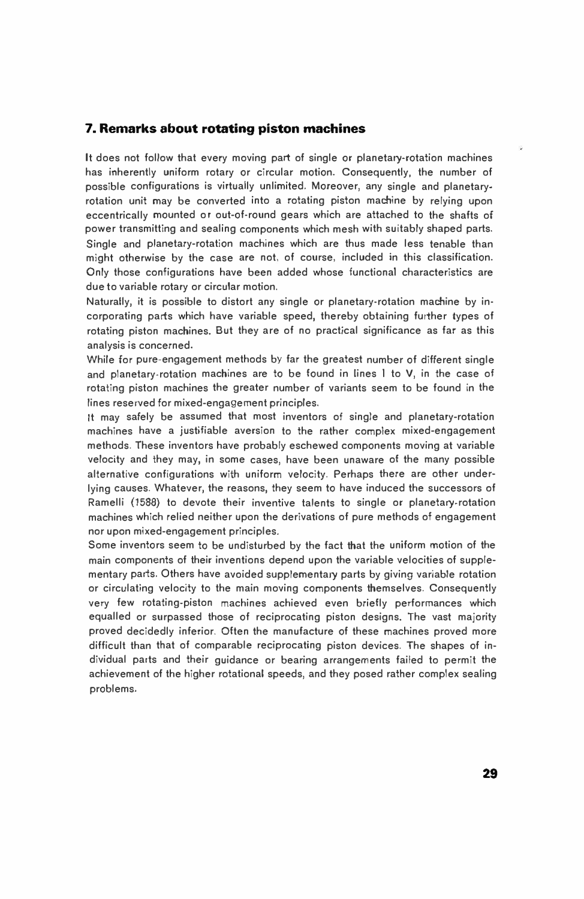## 7. Remarks about rotating piston machines

It does not follow that every moving part of single or planetary-rotation machines has inherently uniform rotary or circular motion. Consequently, the number of possible configurations is virtually unlimited. Moreover, any single and planetary-rotation unit may be converted into a rotating piston machine by relying upon eccentrically mounted or out-of-round gears which are attached to the shafts of power transmitting and sealing components which mesh with suitably shaped parts. Single and planetary-rotation machines which are thus made less tenable than might otherwise by the case are not, of course, included in this classification. Only those configurations have been added whose functional characteristics are due to variable rotary or circular motion.

Naturally, it is possible to distort any single or planetary-rotation machine by incorporating parts which have variable speed, thereby obtaining further types of rotating piston machines. But they are of no practical significance as far as this analysis is concerned.

While for pure-engagement methods by far the greatest number of different single and planetary-rotation machines are to be found in lines I to V, in the case of rotating piston machines the greater number of variants seem to be found in the lines reserved for mixed-engagement principles.

It may safely be assumed that most inventors of single and planetary-rotation machines have a justifiable aversion to the rather complex mixed-engagement methods. These inventors have probably eschewed components moving at variable velocity and they may, in some cases, have been unaware of the many possible alternative configurations with uniform velocity. Perhaps there are other underlying causes. Whatever, the reasons, they seem to have induced the successors of Ramelli (1588) to devote their inventive talents to single or planetary-rotation machines which relied neither upon the derivations of pure methods of engagement nor upon mixed-engagement principles.

Some inventors seem to be undisturbed by the fact that the uniform motion of the main components of their inventions depend upon the variable velocities of supplementary parts. Others have avoided supplementary parts by giving variable rotation or circulating velocity to the main moving components themselves. Consequently very few rotating-piston machines achieved even briefly performances which equalled or surpassed those of reciprocating piston designs. The vast majority proved decidedly inferior. Often the manufacture of these machines proved more difficult than that of comparable reciprocating piston devices. The shapes of individual parts and their guidance or bearing arrangements failed to permit the achievement of the higher rotational speeds, and they posed rather complex sealing problems.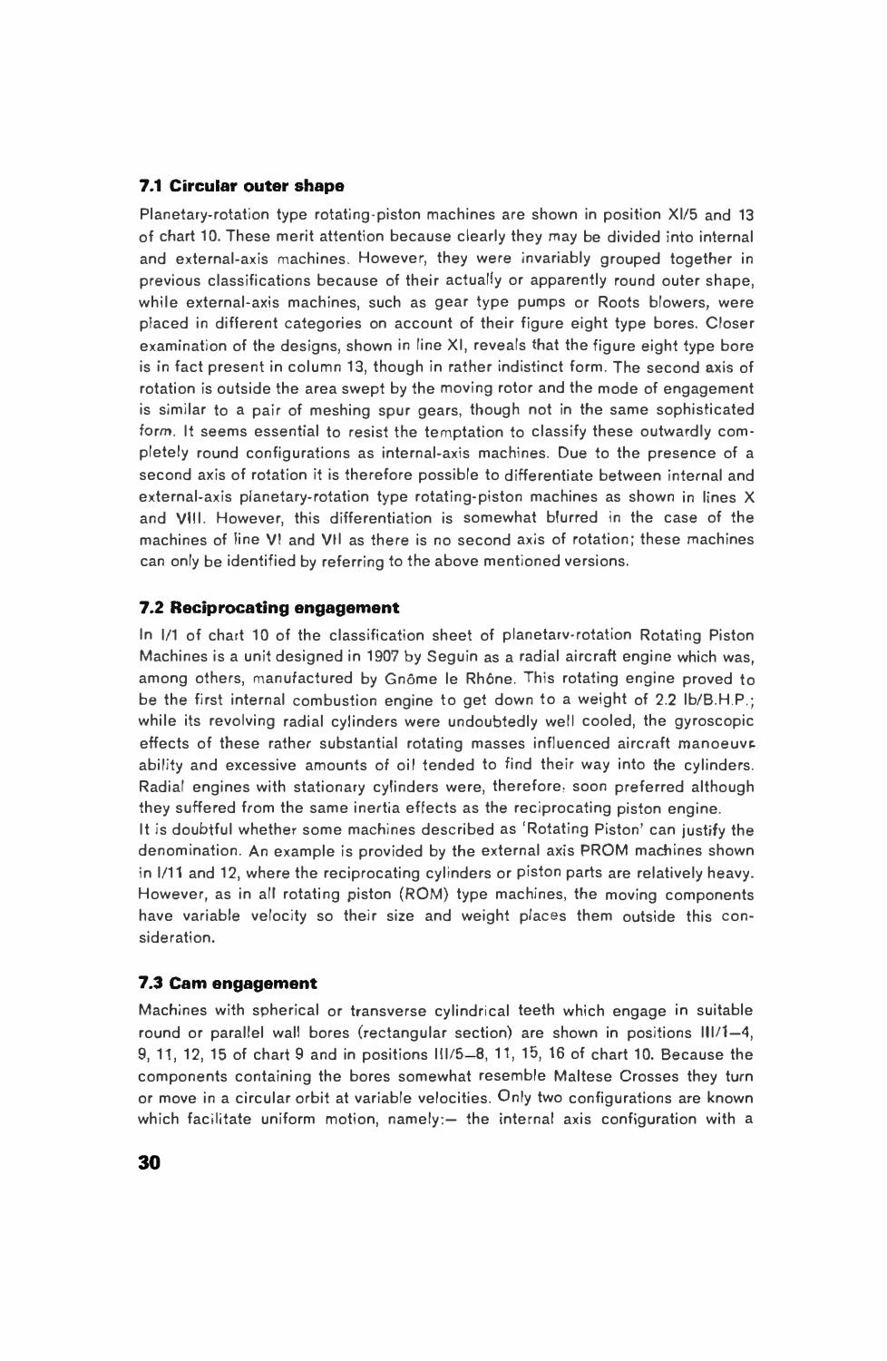### 7.1 Circular outer shape

Planetary-rotation type rotating-piston machines are shown in position XI/5 and 13 of chart 10. These merit attention because clearly they may be divided into internal and external-axis machines. However, they were invariably grouped together in previous classifications because of their actually or apparently round outer shape, while external-axis machines, such as gear type pumps or Roots blowers, were placed in different categories on account of their figure eight type bores. Closer examination of the designs, shown in line XI, reveals that the figure eight type bore is in fact present in column 13, though in rather indistinct form. The second axis of rotation is outside the area swept by the moving rotor and the mode of engagement is similar to a pair of meshing spur gears, though not in the same sophisticated form. It seems essential to resist the temptation to classify these outwardly completely round configurations as internal-axis machines. Due to the presence of a second axis of rotation it is therefore possible to differentiate between internal and external-axis planetary-rotation type rotating-piston machines as shown in lines X and VIII. However, this differentiation is somewhat blurred in the case of the machines of line VI and VII as there is no second axis of rotation; these machines can only be identified by referring to the above mentioned versions.

### 7.2 Reciprocating engagement

In I/1 of chart 10 of the classification sheet of planetary-rotation Rotating Piston Machines is a unit designed in 1907 by Seguin as a radial aircraft engine which was, among others, manufactured by Gnôme le Rhône. This rotating engine proved to be the first internal combustion engine to get down to a weight of 2.2 lb/B.H.P.; while its revolving radial cylinders were undoubtedly well cooled, the gyroscopic effects of these rather substantial rotating masses influenced aircraft manoeuvrability and excessive amounts of oil tended to find their way into the cylinders. Radial engines with stationary cylinders were, therefore, soon preferred although they suffered from the same inertia effects as the reciprocating piston engine.

It is doubtful whether some machines described as 'Rotating Piston' can justify the denomination. An example is provided by the external axis PROM machines shown in I/11 and 12, where the reciprocating cylinders or piston parts are relatively heavy. However, as in all rotating piston (ROM) type machines, the moving components have variable velocity so their size and weight places them outside this consideration.

### 7.3 Cam engagement

Machines with spherical or transverse cylindrical teeth which engage in suitable round or parallel wall bores (rectangular section) are shown in positions III/1–4, 9, 11, 12, 15 of chart 9 and in positions III/5–8, 11, 15, 16 of chart 10. Because the components containing the bores somewhat resemble Maltese Crosses they turn or move in a circular orbit at variable velocities. Only two configurations are known which facilitate uniform motion, namely:— the internal axis configuration with a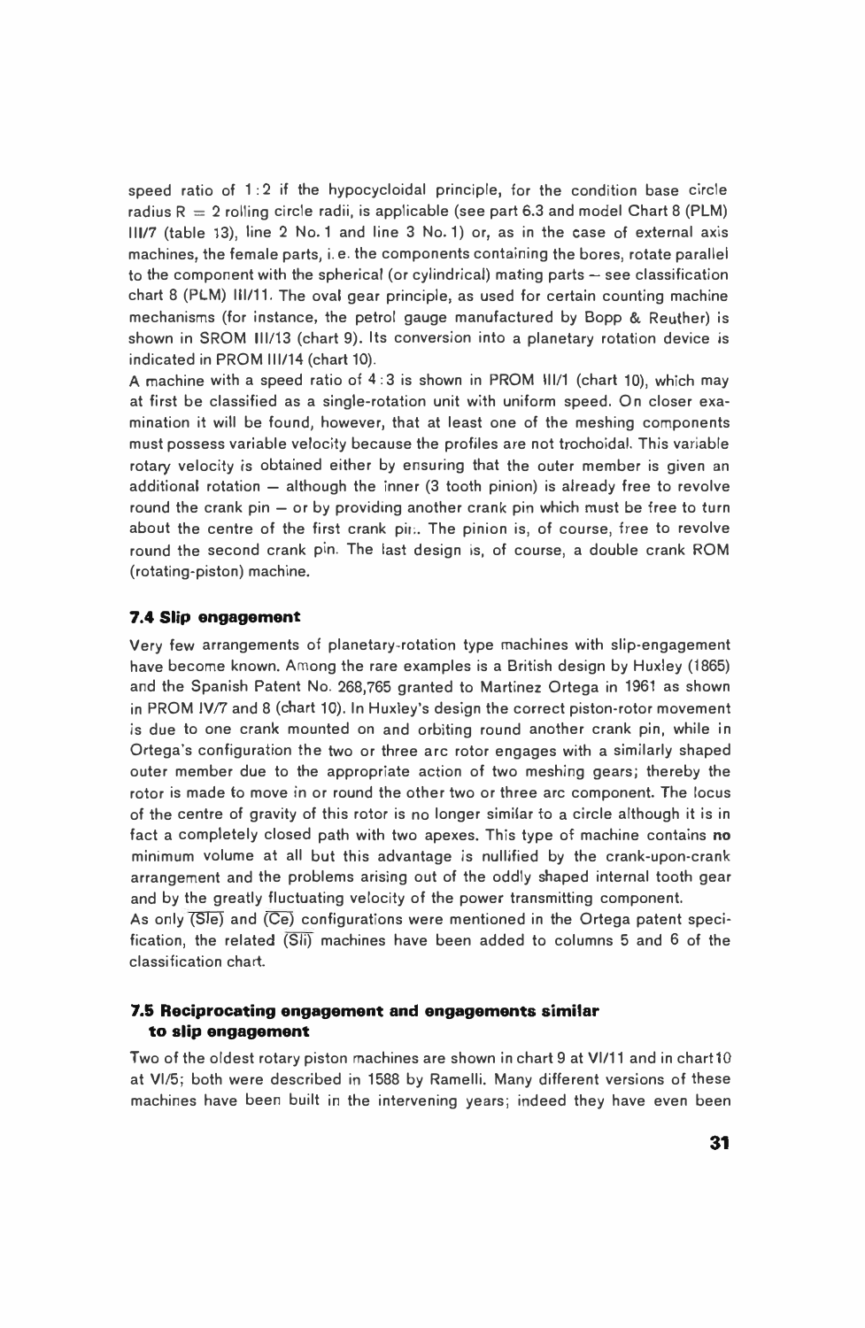speed ratio of 1:2 if the hypocycloidal principle, for the condition base circle radius R = 2 rolling circle radii, is applicable (see part 6.3 and model Chart 8 (PLM) III/7 (table 13), line 2 No. 1 and line 3 No. 1) or, as in the case of external axis machines, the female parts, i. e. the components containing the bores, rotate parallel to the component with the spherical (or cylindrical) mating parts – see classification chart 8 (PLM) III/11. The oval gear principle, as used for certain counting machine mechanisms (for instance, the petrol gauge manufactured by Bopp & Reuther) is shown in SROM III/13 (chart 9). Its conversion into a planetary rotation device is indicated in PROM III/14 (chart 10).

A machine with a speed ratio of 4:3 is shown in PROM III/1 (chart 10), which may at first be classified as a single-rotation unit with uniform speed. On closer examination it will be found, however, that at least one of the meshing components must possess variable velocity because the profiles are not trochoidal. This variable rotary velocity is obtained either by ensuring that the outer member is given an additional rotation – although the inner (3 tooth pinion) is already free to revolve round the crank pin – or by providing another crank pin which must be free to turn about the centre of the first crank pin. The pinion is, of course, free to revolve round the second crank pin. The last design is, of course, a double crank ROM (rotating-piston) machine.

### 7.4 Slip engagement

Very few arrangements of planetary-rotation type machines with slip-engagement have become known. Among the rare examples is a British design by Huxley (1865) and the Spanish Patent No. 268,765 granted to Martinez Ortega in 1961 as shown in PROM IV/7 and 8 (chart 10). In Huxley's design the correct piston-rotor movement is due to one crank mounted on and orbiting round another crank pin, while in Ortega's configuration the two or three arc rotor engages with a similarly shaped outer member due to the appropriate action of two meshing gears; thereby the rotor is made to move in or round the other two or three arc component. The locus of the centre of gravity of this rotor is no longer similar to a circle although it is in fact a completely closed path with two apexes. This type of machine contains **no** minimum volume at all but this advantage is nullified by the crank-upon-crank arrangement and the problems arising out of the oddly shaped internal tooth gear and by the greatly fluctuating velocity of the power transmitting component.

As only $\overline{(\text{Sle})}$ and $\overline{(\text{Ce})}$ configurations were mentioned in the Ortega patent specification, the related $\overline{(\text{Sli})}$ machines have been added to columns 5 and 6 of the classification chart.

### 7.5 Reciprocating engagement and engagements similar to slip engagement

Two of the oldest rotary piston machines are shown in chart 9 at VI/11 and in chart 10 at VI/5; both were described in 1588 by Ramelli. Many different versions of these machines have been built in the intervening years; indeed they have even been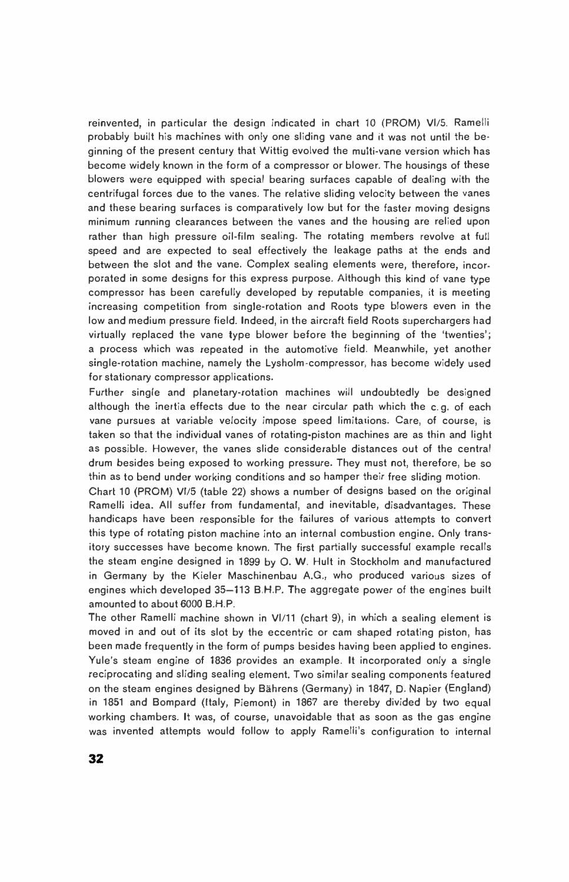reinvented, in particular the design indicated in chart 10 (PROM) VI/5. Ramelli probably built his machines with only one sliding vane and it was not until the beginning of the present century that Wittig evolved the multi-vane version which has become widely known in the form of a compressor or blower. The housings of these blowers were equipped with special bearing surfaces capable of dealing with the centrifugal forces due to the vanes. The relative sliding velocity between the vanes and these bearing surfaces is comparatively low but for the faster moving designs minimum running clearances between the vanes and the housing are relied upon rather than high pressure oil-film sealing. The rotating members revolve at full speed and are expected to seal effectively the leakage paths at the ends and between the slot and the vane. Complex sealing elements were, therefore, incorporated in some designs for this express purpose. Although this kind of vane type compressor has been carefully developed by reputable companies, it is meeting increasing competition from single-rotation and Roots type blowers even in the low and medium pressure field. Indeed, in the aircraft field Roots superchargers had virtually replaced the vane type blower before the beginning of the 'twenties'; a process which was repeated in the automotive field. Meanwhile, yet another single-rotation machine, namely the Lysholm-compressor, has become widely used for stationary compressor applications.

Further single and planetary-rotation machines will undoubtedly be designed although the inertia effects due to the near circular path which the c.g. of each vane pursues at variable velocity impose speed limitations. Care, of course, is taken so that the individual vanes of rotating-piston machines are as thin and light as possible. However, the vanes slide considerable distances out of the central drum besides being exposed to working pressure. They must not, therefore, be so thin as to bend under working conditions and so hamper their free sliding motion.

Chart 10 (PROM) VI/5 (table 22) shows a number of designs based on the original Ramelli idea. All suffer from fundamental, and inevitable, disadvantages. These handicaps have been responsible for the failures of various attempts to convert this type of rotating piston machine into an internal combustion engine. Only transitory successes have become known. The first partially successful example recalls the steam engine designed in 1899 by O. W. Hult in Stockholm and manufactured in Germany by the Kieler Maschinenbau A.G., who produced various sizes of engines which developed 35—113 B.H.P. The aggregate power of the engines built amounted to about 6000 B.H.P.

The other Ramelli machine shown in VI/11 (chart 9), in which a sealing element is moved in and out of its slot by the eccentric or cam shaped rotating piston, has been made frequently in the form of pumps besides having been applied to engines. Yule's steam engine of 1836 provides an example. It incorporated only a single reciprocating and sliding sealing element. Two similar sealing components featured on the steam engines designed by Bährens (Germany) in 1847, D. Napier (England) in 1851 and Bompard (Italy, Piemont) in 1867 are thereby divided by two equal working chambers. It was, of course, unavoidable that as soon as the gas engine was invented attempts would follow to apply Ramelli's configuration to internal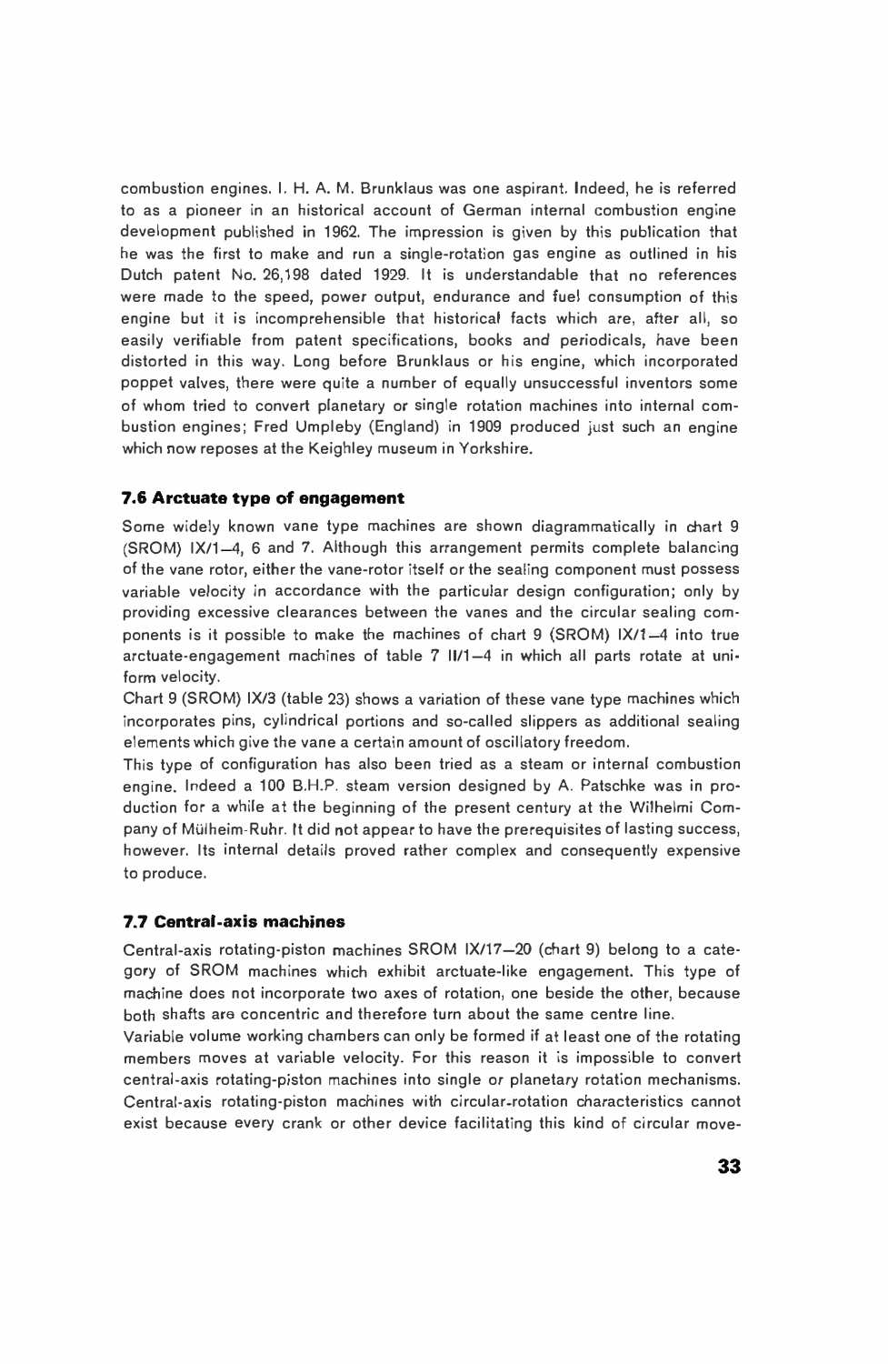combustion engines. I. H. A. M. Brunklaus was one aspirant. Indeed, he is referred to as a pioneer in an historical account of German internal combustion engine development published in 1962. The impression is given by this publication that he was the first to make and run a single-rotation gas engine as outlined in his Dutch patent No. 26,198 dated 1929. It is understandable that no references were made to the speed, power output, endurance and fuel consumption of this engine but it is incomprehensible that historical facts which are, after all, so easily verifiable from patent specifications, books and periodicals, have been distorted in this way. Long before Brunklaus or his engine, which incorporated poppet valves, there were quite a number of equally unsuccessful inventors some of whom tried to convert planetary or single rotation machines into internal combustion engines; Fred Umpleby (England) in 1909 produced just such an engine which now reposes at the Keighley museum in Yorkshire.

### 7.6 Arctuate type of engagement

Some widely known vane type machines are shown diagrammatically in chart 9 (SROM) IX/1–4, 6 and 7. Although this arrangement permits complete balancing of the vane rotor, either the vane-rotor itself or the sealing component must possess variable velocity in accordance with the particular design configuration; only by providing excessive clearances between the vanes and the circular sealing components is it possible to make the machines of chart 9 (SROM) IX/1–4 into true arctuate-engagement machines of table 7 II/1–4 in which all parts rotate at uniform velocity.

Chart 9 (SROM) IX/3 (table 23) shows a variation of these vane type machines which incorporates pins, cylindrical portions and so-called slippers as additional sealing elements which give the vane a certain amount of oscillatory freedom.

This type of configuration has also been tried as a steam or internal combustion engine. Indeed a 100 B.H.P. steam version designed by A. Patschke was in production for a while at the beginning of the present century at the Wilhelmi Company of Mülheim-Ruhr. It did not appear to have the prerequisites of lasting success, however. Its internal details proved rather complex and consequently expensive to produce.

### 7.7 Central-axis machines

Central-axis rotating-piston machines SROM IX/17–20 (chart 9) belong to a category of SROM machines which exhibit arctuate-like engagement. This type of machine does not incorporate two axes of rotation, one beside the other, because both shafts are concentric and therefore turn about the same centre line.

Variable volume working chambers can only be formed if at least one of the rotating members moves at variable velocity. For this reason it is impossible to convert central-axis rotating-piston machines into single or planetary rotation mechanisms. Central-axis rotating-piston machines with circular-rotation characteristics cannot exist because every crank or other device facilitating this kind of circular move-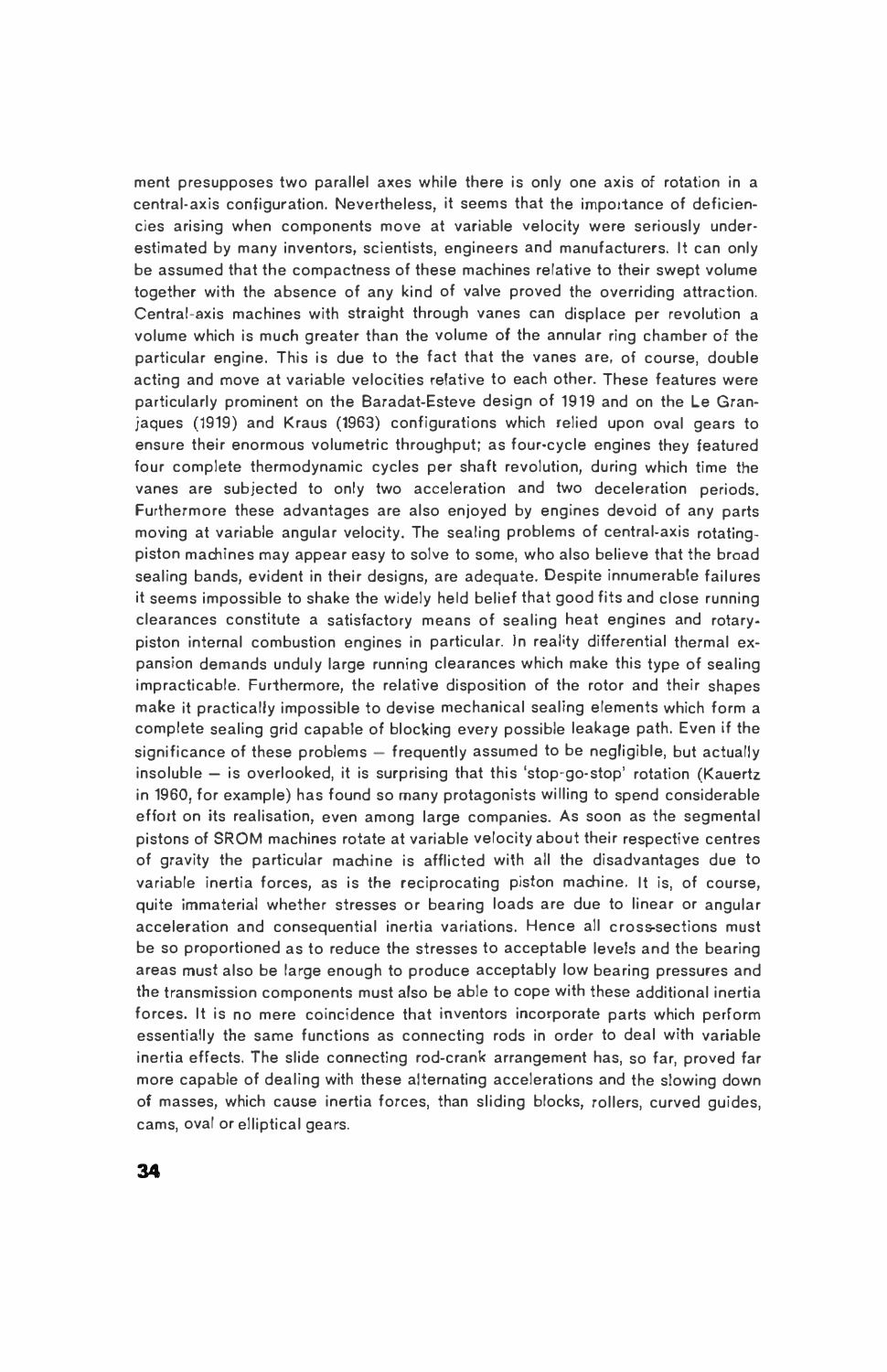ment presupposes two parallel axes while there is only one axis of rotation in a central-axis configuration. Nevertheless, it seems that the importance of deficiencies arising when components move at variable velocity were seriously underestimated by many inventors, scientists, engineers and manufacturers. It can only be assumed that the compactness of these machines relative to their swept volume together with the absence of any kind of valve proved the overriding attraction. Central-axis machines with straight through vanes can displace per revolution a volume which is much greater than the volume of the annular ring chamber of the particular engine. This is due to the fact that the vanes are, of course, double acting and move at variable velocities relative to each other. These features were particularly prominent on the Baradat-Esteve design of 1919 and on the Le Granjaques (1919) and Kraus (1963) configurations which relied upon oval gears to ensure their enormous volumetric throughput; as four-cycle engines they featured four complete thermodynamic cycles per shaft revolution, during which time the vanes are subjected to only two acceleration and two deceleration periods. Furthermore these advantages are also enjoyed by engines devoid of any parts moving at variable angular velocity. The sealing problems of central-axis rotating-piston machines may appear easy to solve to some, who also believe that the broad sealing bands, evident in their designs, are adequate. Despite innumerable failures it seems impossible to shake the widely held belief that good fits and close running clearances constitute a satisfactory means of sealing heat engines and rotary-piston internal combustion engines in particular. In reality differential thermal expansion demands unduly large running clearances which make this type of sealing impracticable. Furthermore, the relative disposition of the rotor and their shapes make it practically impossible to devise mechanical sealing elements which form a complete sealing grid capable of blocking every possible leakage path. Even if the significance of these problems – frequently assumed to be negligible, but actually insoluble – is overlooked, it is surprising that this 'stop-go-stop' rotation (Kauertz in 1960, for example) has found so many protagonists willing to spend considerable effort on its realisation, even among large companies. As soon as the segmental pistons of SROM machines rotate at variable velocity about their respective centres of gravity the particular machine is afflicted with all the disadvantages due to variable inertia forces, as is the reciprocating piston machine. It is, of course, quite immaterial whether stresses or bearing loads are due to linear or angular acceleration and consequential inertia variations. Hence all cross-sections must be so proportioned as to reduce the stresses to acceptable levels and the bearing areas must also be large enough to produce acceptably low bearing pressures and the transmission components must also be able to cope with these additional inertia forces. It is no mere coincidence that inventors incorporate parts which perform essentially the same functions as connecting rods in order to deal with variable inertia effects. The slide connecting rod-crank arrangement has, so far, proved far more capable of dealing with these alternating accelerations and the slowing down of masses, which cause inertia forces, than sliding blocks, rollers, curved guides, cams, oval or elliptical gears.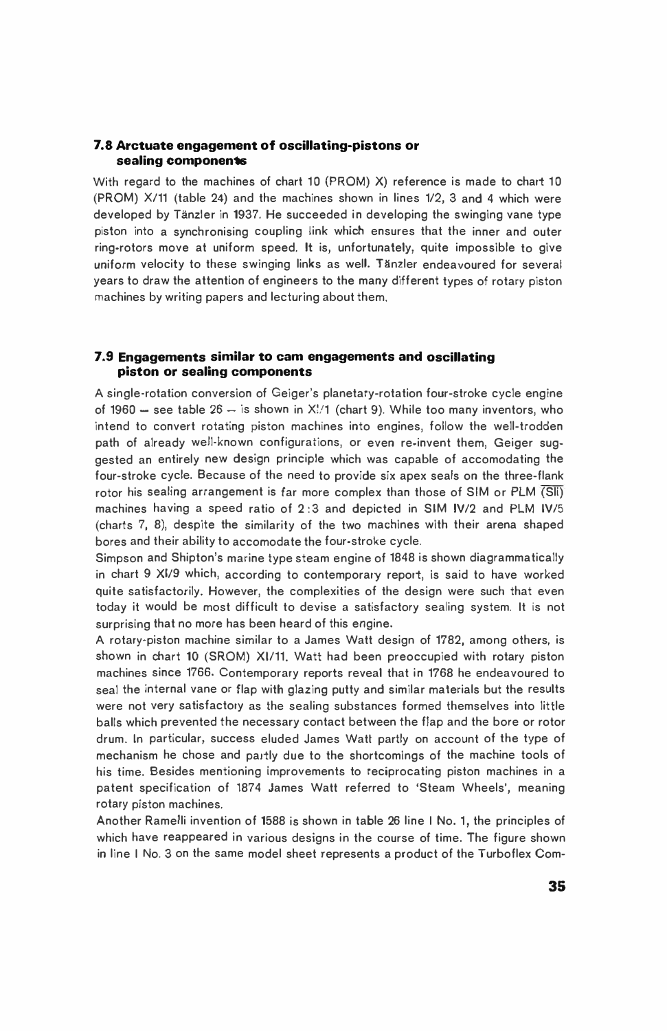### 7.8 Arctuate engagement of oscillating-pistons or sealing components

With regard to the machines of chart 10 (PROM) X) reference is made to chart 10 (PROM) X/11 (table 24) and the machines shown in lines 1/2, 3 and 4 which were developed by Tänzler in 1937. He succeeded in developing the swinging vane type piston into a synchronising coupling link which ensures that the inner and outer ring-rotors move at uniform speed. It is, unfortunately, quite impossible to give uniform velocity to these swinging links as well. Tänzler endeavoured for several years to draw the attention of engineers to the many different types of rotary piston machines by writing papers and lecturing about them.

### 7.9 Engagements similar to cam engagements and oscillating piston or sealing components

A single-rotation conversion of Geiger's planetary-rotation four-stroke cycle engine of 1960 – see table 26 – is shown in XI/1 (chart 9). While too many inventors, who intend to convert rotating piston machines into engines, follow the well-trodden path of already well-known configurations, or even re-invent them, Geiger suggested an entirely new design principle which was capable of accomodating the four-stroke cycle. Because of the need to provide six apex seals on the three-flank rotor his sealing arrangement is far more complex than those of SIM or PLM $\overline{\text{(SII)}}$ machines having a speed ratio of 2:3 and depicted in SIM IV/2 and PLM IV/5 (charts 7, 8), despite the similarity of the two machines with their arena shaped bores and their ability to accomodate the four-stroke cycle.

Simpson and Shipton's marine type steam engine of 1848 is shown diagrammatically in chart 9 XI/9 which, according to contemporary report, is said to have worked quite satisfactorily. However, the complexities of the design were such that even today it would be most difficult to devise a satisfactory sealing system. It is not surprising that no more has been heard of this engine.

A rotary-piston machine similar to a James Watt design of 1782, among others, is shown in chart 10 (SROM) XI/11. Watt had been preoccupied with rotary piston machines since 1766. Contemporary reports reveal that in 1768 he endeavoured to seal the internal vane or flap with glazing putty and similar materials but the results were not very satisfactory as the sealing substances formed themselves into little balls which prevented the necessary contact between the flap and the bore or rotor drum. In particular, success eluded James Watt partly on account of the type of mechanism he chose and partly due to the shortcomings of the machine tools of his time. Besides mentioning improvements to reciprocating piston machines in a patent specification of 1874 James Watt referred to 'Steam Wheels', meaning rotary piston machines.

Another Ramelli invention of 1588 is shown in table 26 line I No. 1, the principles of which have reappeared in various designs in the course of time. The figure shown in line I No. 3 on the same model sheet represents a product of the Turboflex Com-